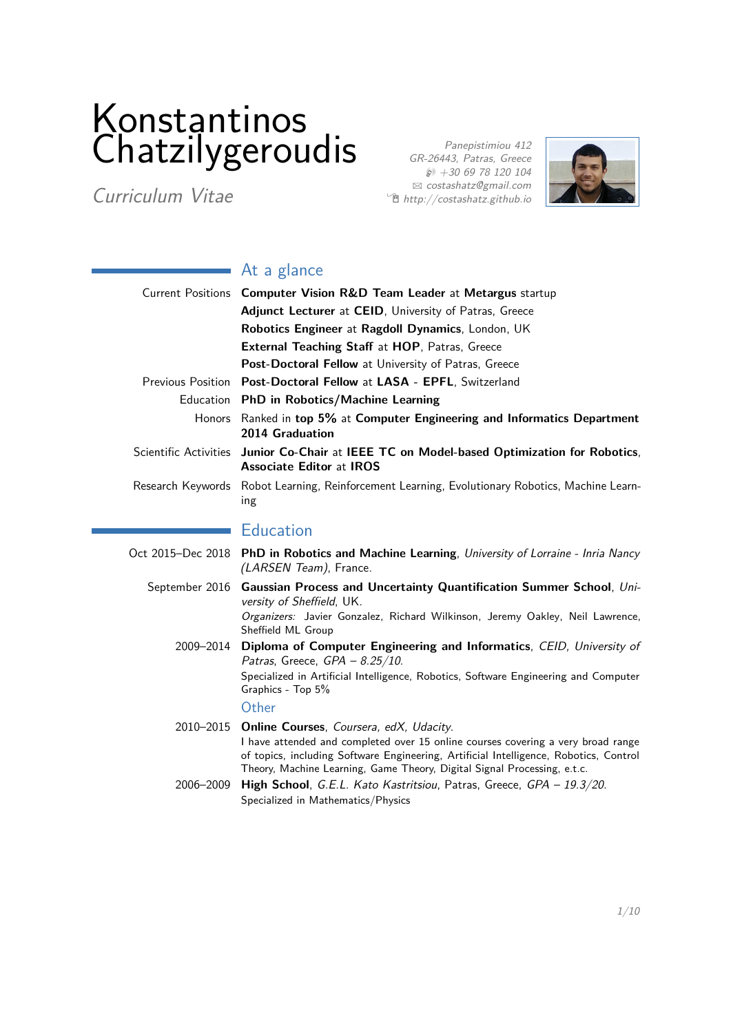# Konstantinos Chatzilygeroudis

*Curriculum Vitae*

*Panepistimiou 412*
*GR-26443, Patras, Greece*
*+30 69 78 120 104*
*costashatz@gmail.com*
*http://costashatz.github.io*

## At a glance

| | |
|---|---|
| Current Positions | **Computer Vision R&D Team Leader** at **Metargus** startup |
| | **Adjunct Lecturer** at **CEID**, University of Patras, Greece |
| | **Robotics Engineer** at **Ragdoll Dynamics**, London, UK |
| | **External Teaching Staff** at **HOP**, Patras, Greece |
| | **Post-Doctoral Fellow** at University of Patras, Greece |
| Previous Position | **Post-Doctoral Fellow** at **LASA - EPFL**, Switzerland |
| Education | **PhD in Robotics/Machine Learning** |
| Honors | Ranked in **top 5%** at **Computer Engineering and Informatics Department 2014 Graduation** |
| Scientific Activities | **Junior Co-Chair** at **IEEE TC on Model-based Optimization for Robotics**, **Associate Editor** at **IROS** |
| Research Keywords | Robot Learning, Reinforcement Learning, Evolutionary Robotics, Machine Learning |

## Education

**Oct 2015–Dec 2018** — **PhD in Robotics and Machine Learning**, *University of Lorraine - Inria Nancy (LARSEN Team)*, France.

**September 2016** — **Gaussian Process and Uncertainty Quantification Summer School**, *University of Sheffield*, UK.
*Organizers:* Javier Gonzalez, Richard Wilkinson, Jeremy Oakley, Neil Lawrence, Sheffield ML Group

**2009–2014** — **Diploma of Computer Engineering and Informatics**, *CEID, University of Patras*, Greece, *GPA – 8.25/10*.
Specialized in Artificial Intelligence, Robotics, Software Engineering and Computer Graphics - Top 5%

### Other

**2010–2015** — **Online Courses**, *Coursera, edX, Udacity*.
I have attended and completed over 15 online courses covering a very broad range of topics, including Software Engineering, Artificial Intelligence, Robotics, Control Theory, Machine Learning, Game Theory, Digital Signal Processing, e.t.c.

**2006–2009** — **High School**, *G.E.L. Kato Kastritsiou*, Patras, Greece, *GPA – 19.3/20*.
Specialized in Mathematics/Physics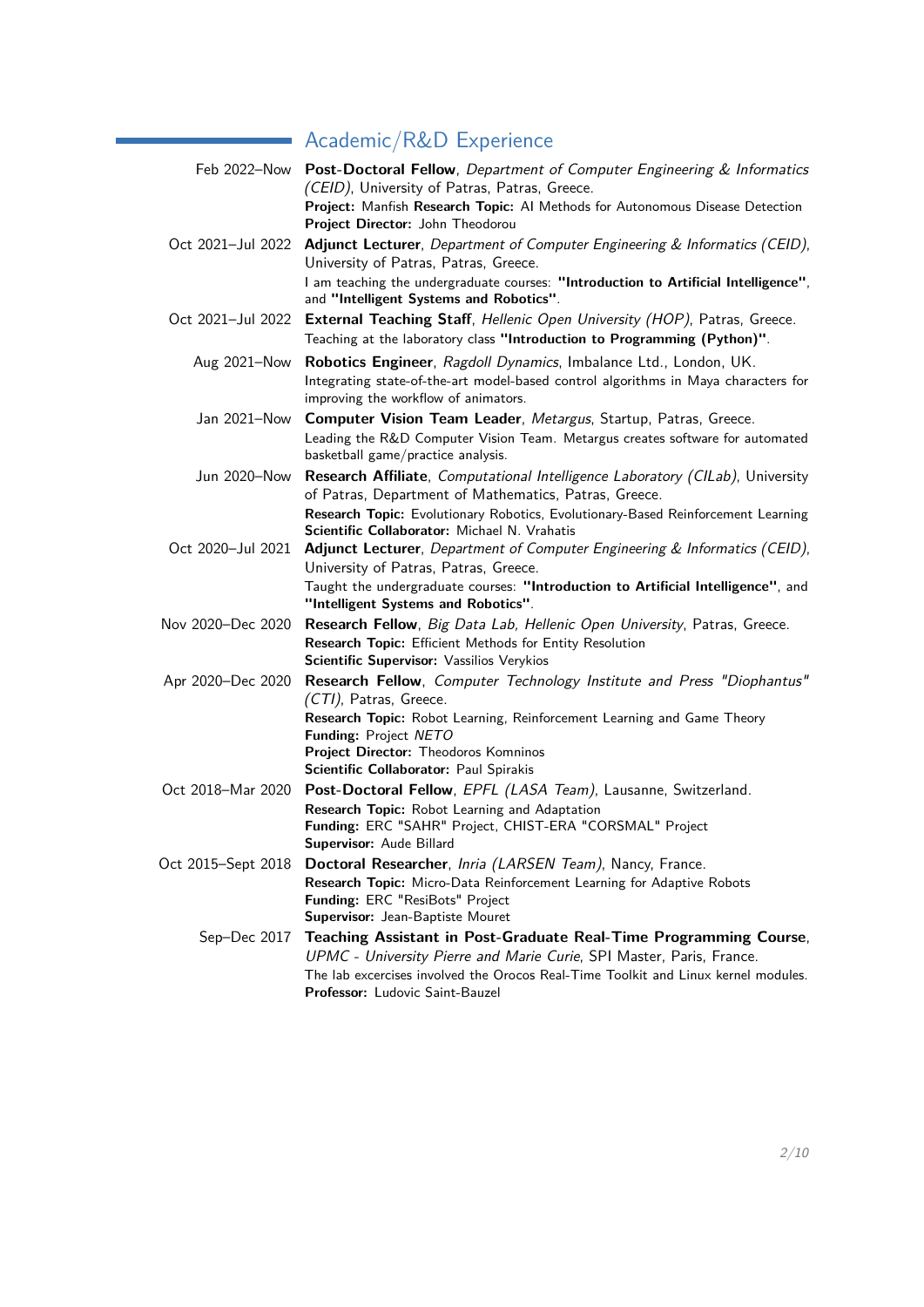## Academic/R&D Experience

**Feb 2022–Now** — **Post-Doctoral Fellow**, *Department of Computer Engineering & Informatics (CEID)*, University of Patras, Patras, Greece.
**Project:** Manfish **Research Topic:** AI Methods for Autonomous Disease Detection
**Project Director:** John Theodorou

**Oct 2021–Jul 2022** — **Adjunct Lecturer**, *Department of Computer Engineering & Informatics (CEID)*, University of Patras, Patras, Greece.
I am teaching the undergraduate courses: **"Introduction to Artificial Intelligence"**, and **"Intelligent Systems and Robotics"**.

**Oct 2021–Jul 2022** — **External Teaching Staff**, *Hellenic Open University (HOP)*, Patras, Greece.
Teaching at the laboratory class **"Introduction to Programming (Python)"**.

**Aug 2021–Now** — **Robotics Engineer**, *Ragdoll Dynamics*, Imbalance Ltd., London, UK.
Integrating state-of-the-art model-based control algorithms in Maya characters for improving the workflow of animators.

**Jan 2021–Now** — **Computer Vision Team Leader**, *Metargus*, Startup, Patras, Greece.
Leading the R&D Computer Vision Team. Metargus creates software for automated basketball game/practice analysis.

**Jun 2020–Now** — **Research Affiliate**, *Computational Intelligence Laboratory (CILab)*, University of Patras, Department of Mathematics, Patras, Greece.
**Research Topic:** Evolutionary Robotics, Evolutionary-Based Reinforcement Learning
**Scientific Collaborator:** Michael N. Vrahatis

**Oct 2020–Jul 2021** — **Adjunct Lecturer**, *Department of Computer Engineering & Informatics (CEID)*, University of Patras, Patras, Greece.
Taught the undergraduate courses: **"Introduction to Artificial Intelligence"**, and **"Intelligent Systems and Robotics"**.

**Nov 2020–Dec 2020** — **Research Fellow**, *Big Data Lab, Hellenic Open University*, Patras, Greece.
**Research Topic:** Efficient Methods for Entity Resolution
**Scientific Supervisor:** Vassilios Verykios

**Apr 2020–Dec 2020** — **Research Fellow**, *Computer Technology Institute and Press "Diophantus" (CTI)*, Patras, Greece.
**Research Topic:** Robot Learning, Reinforcement Learning and Game Theory
**Funding:** Project *NETO*
**Project Director:** Theodoros Komninos
**Scientific Collaborator:** Paul Spirakis

**Oct 2018–Mar 2020** — **Post-Doctoral Fellow**, *EPFL (LASA Team)*, Lausanne, Switzerland.
**Research Topic:** Robot Learning and Adaptation
**Funding:** ERC "SAHR" Project, CHIST-ERA "CORSMAL" Project
**Supervisor:** Aude Billard

**Oct 2015–Sept 2018** — **Doctoral Researcher**, *Inria (LARSEN Team)*, Nancy, France.
**Research Topic:** Micro-Data Reinforcement Learning for Adaptive Robots
**Funding:** ERC "ResiBots" Project
**Supervisor:** Jean-Baptiste Mouret

**Sep–Dec 2017** — **Teaching Assistant in Post-Graduate Real-Time Programming Course**, *UPMC - University Pierre and Marie Curie*, SPI Master, Paris, France.
The lab excercises involved the Orocos Real-Time Toolkit and Linux kernel modules.
**Professor:** Ludovic Saint-Bauzel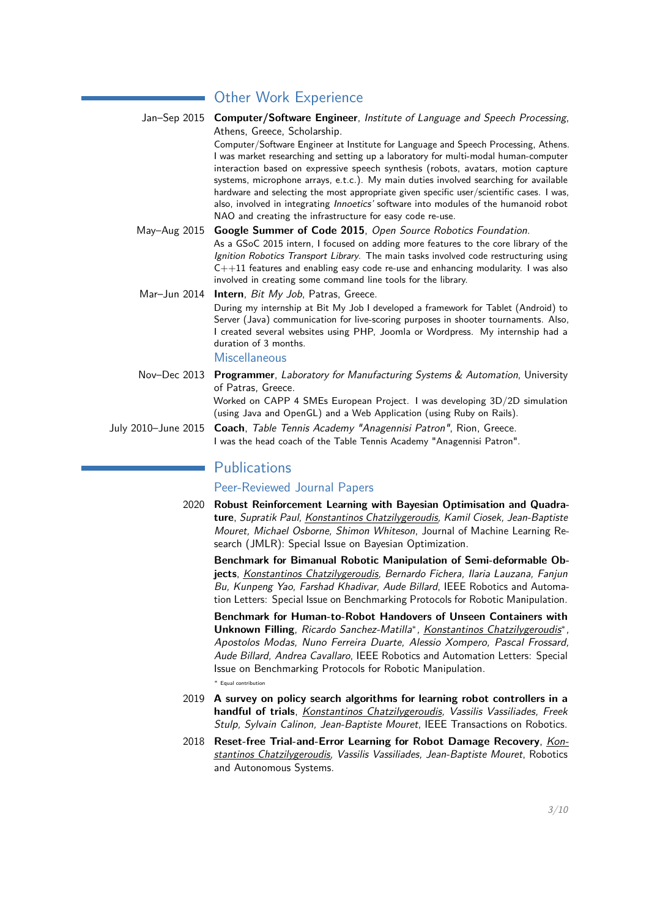## Other Work Experience

Jan–Sep 2015 **Computer/Software Engineer**, *Institute of Language and Speech Processing*, Athens, Greece, Scholarship.
Computer/Software Engineer at Institute for Language and Speech Processing, Athens. I was market researching and setting up a laboratory for multi-modal human-computer interaction based on expressive speech synthesis (robots, avatars, motion capture systems, microphone arrays, e.t.c.). My main duties involved searching for available hardware and selecting the most appropriate given specific user/scientific cases. I was, also, involved in integrating *Innoetics'* software into modules of the humanoid robot NAO and creating the infrastructure for easy code re-use.

May–Aug 2015 **Google Summer of Code 2015**, *Open Source Robotics Foundation*.
As a GSoC 2015 intern, I focused on adding more features to the core library of the *Ignition Robotics Transport Library*. The main tasks involved code restructuring using C++11 features and enabling easy code re-use and enhancing modularity. I was also involved in creating some command line tools for the library.

Mar–Jun 2014 **Intern**, *Bit My Job*, Patras, Greece.
During my internship at Bit My Job I developed a framework for Tablet (Android) to Server (Java) communication for live-scoring purposes in shooter tournaments. Also, I created several websites using PHP, Joomla or Wordpress. My internship had a duration of 3 months.

### Miscellaneous

Nov–Dec 2013 **Programmer**, *Laboratory for Manufacturing Systems & Automation*, University of Patras, Greece.
Worked on CAPP 4 SMEs European Project. I was developing 3D/2D simulation (using Java and OpenGL) and a Web Application (using Ruby on Rails).

July 2010–June 2015 **Coach**, *Table Tennis Academy "Anagennisi Patron"*, Rion, Greece.
I was the head coach of the Table Tennis Academy "Anagennisi Patron".

## Publications

### Peer-Reviewed Journal Papers

2020 **Robust Reinforcement Learning with Bayesian Optimisation and Quadrature**, *Supratik Paul, Konstantinos Chatzilygeroudis, Kamil Ciosek, Jean-Baptiste Mouret, Michael Osborne, Shimon Whiteson*, Journal of Machine Learning Research (JMLR): Special Issue on Bayesian Optimization.

**Benchmark for Bimanual Robotic Manipulation of Semi-deformable Objects**, *Konstantinos Chatzilygeroudis, Bernardo Fichera, Ilaria Lauzana, Fanjun Bu, Kunpeng Yao, Farshad Khadivar, Aude Billard*, IEEE Robotics and Automation Letters: Special Issue on Benchmarking Protocols for Robotic Manipulation.

**Benchmark for Human-to-Robot Handovers of Unseen Containers with Unknown Filling**, *Ricardo Sanchez-Matilla\*, Konstantinos Chatzilygeroudis\*, Apostolos Modas, Nuno Ferreira Duarte, Alessio Xompero, Pascal Frossard, Aude Billard, Andrea Cavallaro*, IEEE Robotics and Automation Letters: Special Issue on Benchmarking Protocols for Robotic Manipulation.

\* Equal contribution

2019 **A survey on policy search algorithms for learning robot controllers in a handful of trials**, *Konstantinos Chatzilygeroudis, Vassilis Vassiliades, Freek Stulp, Sylvain Calinon, Jean-Baptiste Mouret*, IEEE Transactions on Robotics.

2018 **Reset-free Trial-and-Error Learning for Robot Damage Recovery**, *Konstantinos Chatzilygeroudis, Vassilis Vassiliades, Jean-Baptiste Mouret*, Robotics and Autonomous Systems.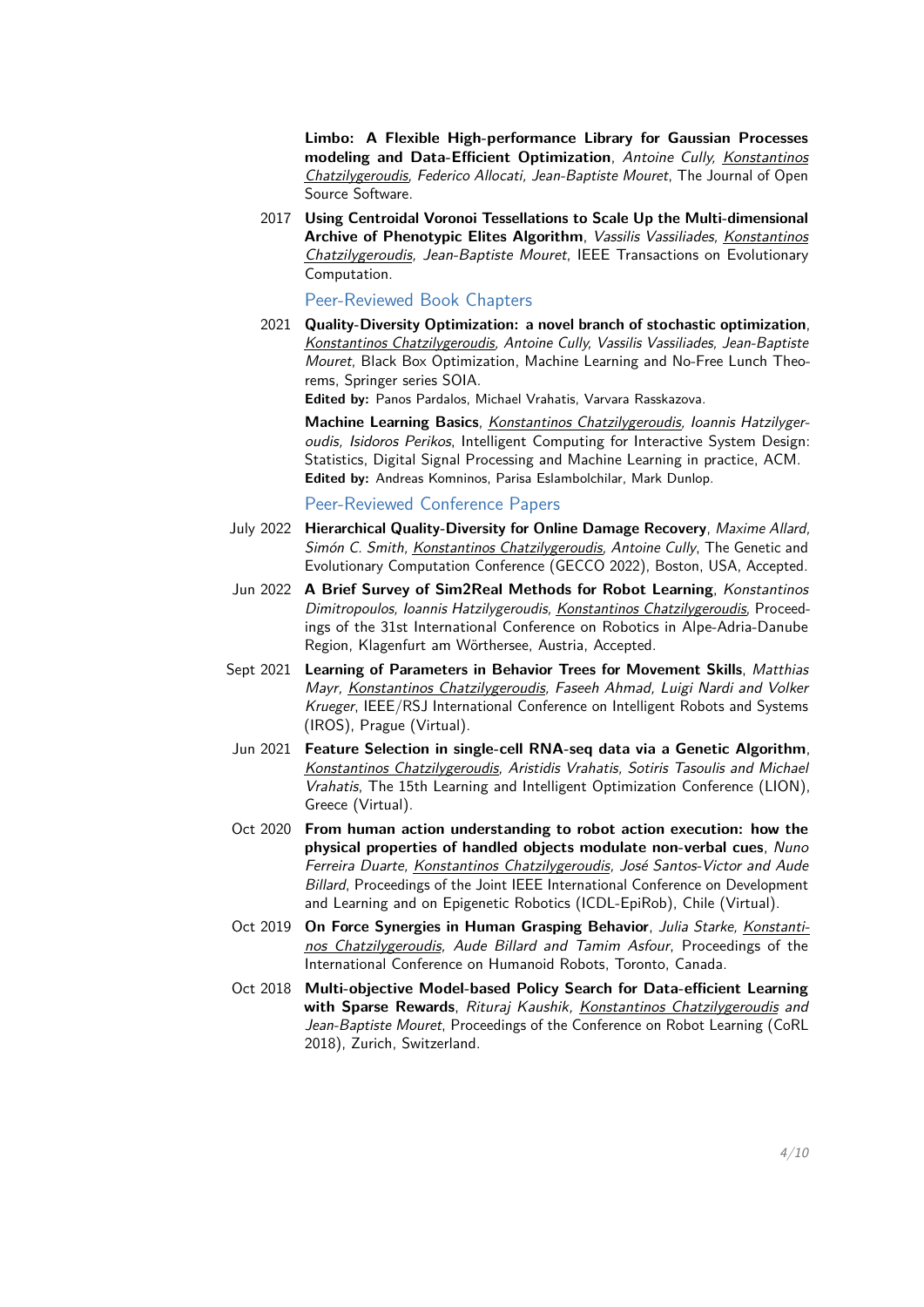**Limbo: A Flexible High-performance Library for Gaussian Processes modeling and Data-Efficient Optimization**, *Antoine Cully*, *Konstantinos Chatzilygeroudis*, *Federico Allocati*, *Jean-Baptiste Mouret*, The Journal of Open Source Software.

2017 **Using Centroidal Voronoi Tessellations to Scale Up the Multi-dimensional Archive of Phenotypic Elites Algorithm**, *Vassilis Vassiliades*, *Konstantinos Chatzilygeroudis*, *Jean-Baptiste Mouret*, IEEE Transactions on Evolutionary Computation.

### Peer-Reviewed Book Chapters

2021 **Quality-Diversity Optimization: a novel branch of stochastic optimization**, *Konstantinos Chatzilygeroudis*, *Antoine Cully*, *Vassilis Vassiliades*, *Jean-Baptiste Mouret*, Black Box Optimization, Machine Learning and No-Free Lunch Theorems, Springer series SOIA.
**Edited by:** Panos Pardalos, Michael Vrahatis, Varvara Rasskazova.

**Machine Learning Basics**, *Konstantinos Chatzilygeroudis*, *Ioannis Hatzilygeroudis*, *Isidoros Perikos*, Intelligent Computing for Interactive System Design: Statistics, Digital Signal Processing and Machine Learning in practice, ACM.
**Edited by:** Andreas Komninos, Parisa Eslambolchilar, Mark Dunlop.

### Peer-Reviewed Conference Papers

July 2022 **Hierarchical Quality-Diversity for Online Damage Recovery**, *Maxime Allard*, *Simón C. Smith*, *Konstantinos Chatzilygeroudis*, *Antoine Cully*, The Genetic and Evolutionary Computation Conference (GECCO 2022), Boston, USA, Accepted.

Jun 2022 **A Brief Survey of Sim2Real Methods for Robot Learning**, *Konstantinos Dimitropoulos*, *Ioannis Hatzilygeroudis*, *Konstantinos Chatzilygeroudis*, Proceedings of the 31st International Conference on Robotics in Alpe-Adria-Danube Region, Klagenfurt am Wörthersee, Austria, Accepted.

Sept 2021 **Learning of Parameters in Behavior Trees for Movement Skills**, *Matthias Mayr*, *Konstantinos Chatzilygeroudis*, *Faseeh Ahmad*, *Luigi Nardi and Volker Krueger*, IEEE/RSJ International Conference on Intelligent Robots and Systems (IROS), Prague (Virtual).

Jun 2021 **Feature Selection in single-cell RNA-seq data via a Genetic Algorithm**, *Konstantinos Chatzilygeroudis*, *Aristidis Vrahatis*, *Sotiris Tasoulis and Michael Vrahatis*, The 15th Learning and Intelligent Optimization Conference (LION), Greece (Virtual).

Oct 2020 **From human action understanding to robot action execution: how the physical properties of handled objects modulate non-verbal cues**, *Nuno Ferreira Duarte*, *Konstantinos Chatzilygeroudis*, *José Santos-Victor and Aude Billard*, Proceedings of the Joint IEEE International Conference on Development and Learning and on Epigenetic Robotics (ICDL-EpiRob), Chile (Virtual).

Oct 2019 **On Force Synergies in Human Grasping Behavior**, *Julia Starke*, *Konstantinos Chatzilygeroudis*, *Aude Billard and Tamim Asfour*, Proceedings of the International Conference on Humanoid Robots, Toronto, Canada.

Oct 2018 **Multi-objective Model-based Policy Search for Data-efficient Learning with Sparse Rewards**, *Rituraj Kaushik*, *Konstantinos Chatzilygeroudis and Jean-Baptiste Mouret*, Proceedings of the Conference on Robot Learning (CoRL 2018), Zurich, Switzerland.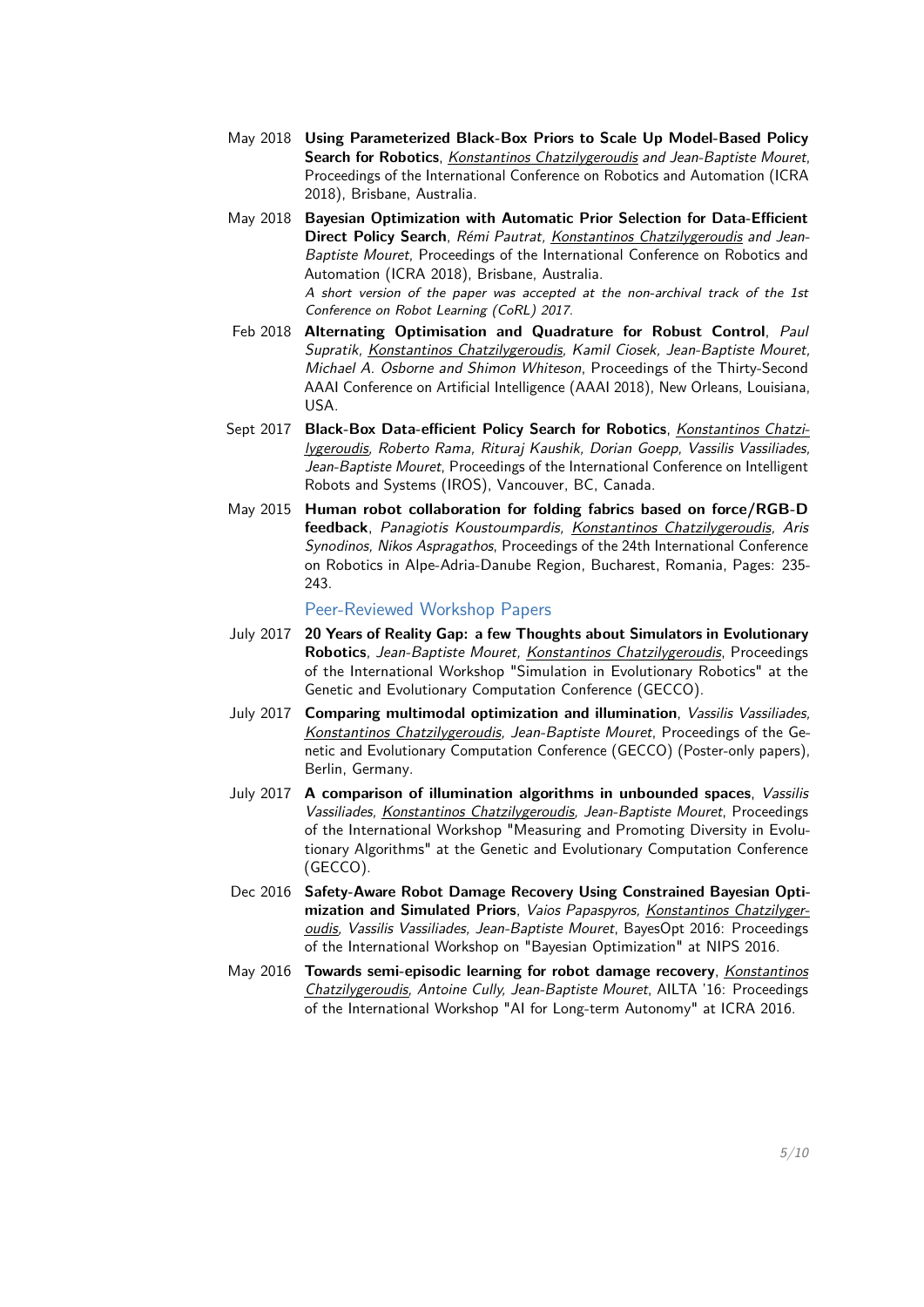May 2018 **Using Parameterized Black-Box Priors to Scale Up Model-Based Policy Search for Robotics**, *Konstantinos Chatzilygeroudis and Jean-Baptiste Mouret*, Proceedings of the International Conference on Robotics and Automation (ICRA 2018), Brisbane, Australia.

May 2018 **Bayesian Optimization with Automatic Prior Selection for Data-Efficient Direct Policy Search**, *Rémi Pautrat, Konstantinos Chatzilygeroudis and Jean-Baptiste Mouret*, Proceedings of the International Conference on Robotics and Automation (ICRA 2018), Brisbane, Australia.
*A short version of the paper was accepted at the non-archival track of the 1st Conference on Robot Learning (CoRL) 2017.*

Feb 2018 **Alternating Optimisation and Quadrature for Robust Control**, *Paul Supratik, Konstantinos Chatzilygeroudis, Kamil Ciosek, Jean-Baptiste Mouret, Michael A. Osborne and Shimon Whiteson*, Proceedings of the Thirty-Second AAAI Conference on Artificial Intelligence (AAAI 2018), New Orleans, Louisiana, USA.

Sept 2017 **Black-Box Data-efficient Policy Search for Robotics**, *Konstantinos Chatzilygeroudis, Roberto Rama, Rituraj Kaushik, Dorian Goepp, Vassilis Vassiliades, Jean-Baptiste Mouret*, Proceedings of the International Conference on Intelligent Robots and Systems (IROS), Vancouver, BC, Canada.

May 2015 **Human robot collaboration for folding fabrics based on force/RGB-D feedback**, *Panagiotis Koustoumpardis, Konstantinos Chatzilygeroudis, Aris Synodinos, Nikos Aspragathos*, Proceedings of the 24th International Conference on Robotics in Alpe-Adria-Danube Region, Bucharest, Romania, Pages: 235-243.

### Peer-Reviewed Workshop Papers

July 2017 **20 Years of Reality Gap: a few Thoughts about Simulators in Evolutionary Robotics**, *Jean-Baptiste Mouret, Konstantinos Chatzilygeroudis*, Proceedings of the International Workshop "Simulation in Evolutionary Robotics" at the Genetic and Evolutionary Computation Conference (GECCO).

July 2017 **Comparing multimodal optimization and illumination**, *Vassilis Vassiliades, Konstantinos Chatzilygeroudis, Jean-Baptiste Mouret*, Proceedings of the Genetic and Evolutionary Computation Conference (GECCO) (Poster-only papers), Berlin, Germany.

July 2017 **A comparison of illumination algorithms in unbounded spaces**, *Vassilis Vassiliades, Konstantinos Chatzilygeroudis, Jean-Baptiste Mouret*, Proceedings of the International Workshop "Measuring and Promoting Diversity in Evolutionary Algorithms" at the Genetic and Evolutionary Computation Conference (GECCO).

Dec 2016 **Safety-Aware Robot Damage Recovery Using Constrained Bayesian Optimization and Simulated Priors**, *Vaios Papaspyros, Konstantinos Chatzilygeroudis, Vassilis Vassiliades, Jean-Baptiste Mouret*, BayesOpt 2016: Proceedings of the International Workshop on "Bayesian Optimization" at NIPS 2016.

May 2016 **Towards semi-episodic learning for robot damage recovery**, *Konstantinos Chatzilygeroudis, Antoine Cully, Jean-Baptiste Mouret*, AILTA '16: Proceedings of the International Workshop "AI for Long-term Autonomy" at ICRA 2016.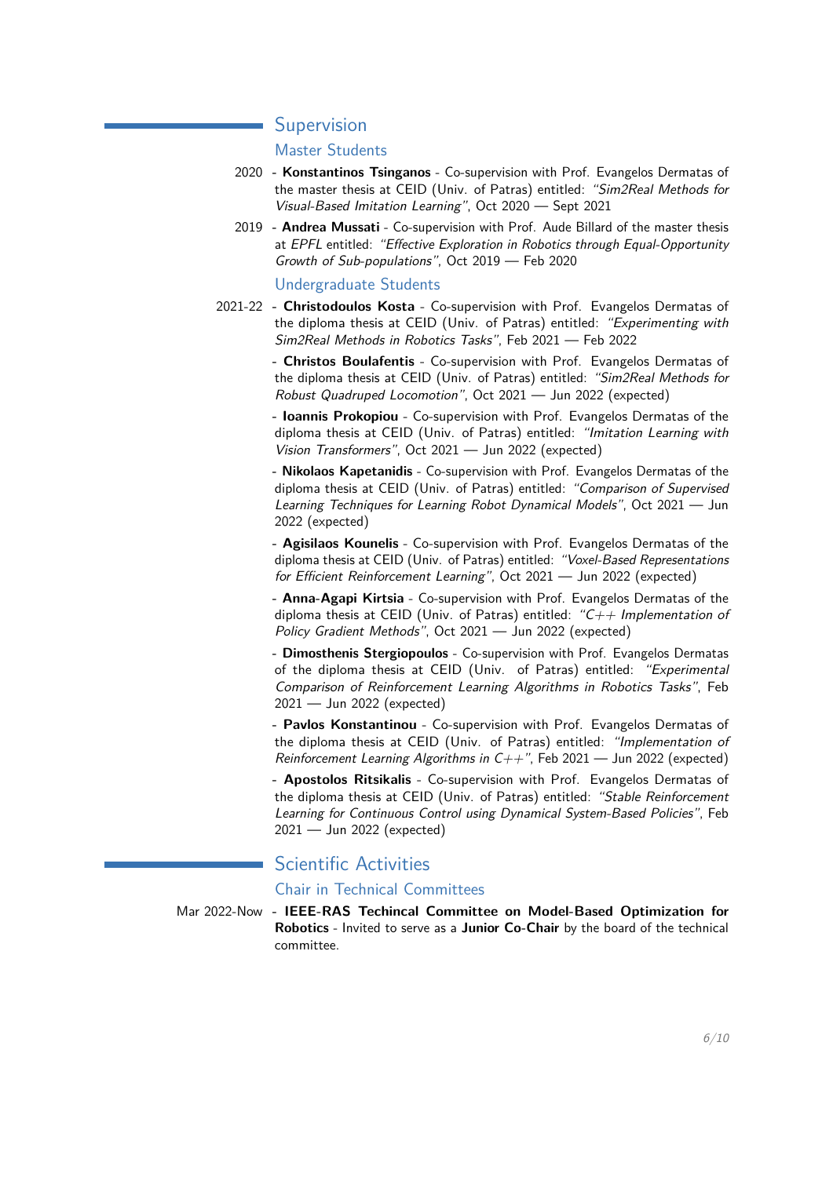## Supervision

### Master Students

2020 - **Konstantinos Tsinganos** - Co-supervision with Prof. Evangelos Dermatas of the master thesis at CEID (Univ. of Patras) entitled: *"Sim2Real Methods for Visual-Based Imitation Learning"*, Oct 2020 — Sept 2021

2019 - **Andrea Mussati** - Co-supervision with Prof. Aude Billard of the master thesis at *EPFL* entitled: *"Effective Exploration in Robotics through Equal-Opportunity Growth of Sub-populations"*, Oct 2019 — Feb 2020

### Undergraduate Students

2021-22 - **Christodoulos Kosta** - Co-supervision with Prof. Evangelos Dermatas of the diploma thesis at CEID (Univ. of Patras) entitled: *"Experimenting with Sim2Real Methods in Robotics Tasks"*, Feb 2021 — Feb 2022

- **Christos Boulafentis** - Co-supervision with Prof. Evangelos Dermatas of the diploma thesis at CEID (Univ. of Patras) entitled: *"Sim2Real Methods for Robust Quadruped Locomotion"*, Oct 2021 — Jun 2022 (expected)

- **Ioannis Prokopiou** - Co-supervision with Prof. Evangelos Dermatas of the diploma thesis at CEID (Univ. of Patras) entitled: *"Imitation Learning with Vision Transformers"*, Oct 2021 — Jun 2022 (expected)

- **Nikolaos Kapetanidis** - Co-supervision with Prof. Evangelos Dermatas of the diploma thesis at CEID (Univ. of Patras) entitled: *"Comparison of Supervised Learning Techniques for Learning Robot Dynamical Models"*, Oct 2021 — Jun 2022 (expected)

- **Agisilaos Kounelis** - Co-supervision with Prof. Evangelos Dermatas of the diploma thesis at CEID (Univ. of Patras) entitled: *"Voxel-Based Representations for Efficient Reinforcement Learning"*, Oct 2021 — Jun 2022 (expected)

- **Anna-Agapi Kirtsia** - Co-supervision with Prof. Evangelos Dermatas of the diploma thesis at CEID (Univ. of Patras) entitled: *"C++ Implementation of Policy Gradient Methods"*, Oct 2021 — Jun 2022 (expected)

- **Dimosthenis Stergiopoulos** - Co-supervision with Prof. Evangelos Dermatas of the diploma thesis at CEID (Univ. of Patras) entitled: *"Experimental Comparison of Reinforcement Learning Algorithms in Robotics Tasks"*, Feb 2021 — Jun 2022 (expected)

- **Pavlos Konstantinou** - Co-supervision with Prof. Evangelos Dermatas of the diploma thesis at CEID (Univ. of Patras) entitled: *"Implementation of Reinforcement Learning Algorithms in C++"*, Feb 2021 — Jun 2022 (expected)

- **Apostolos Ritsikalis** - Co-supervision with Prof. Evangelos Dermatas of the diploma thesis at CEID (Univ. of Patras) entitled: *"Stable Reinforcement Learning for Continuous Control using Dynamical System-Based Policies"*, Feb 2021 — Jun 2022 (expected)

## Scientific Activities

### Chair in Technical Committees

Mar 2022-Now - **IEEE-RAS Techincal Committee on Model-Based Optimization for Robotics** - Invited to serve as a **Junior Co-Chair** by the board of the technical committee.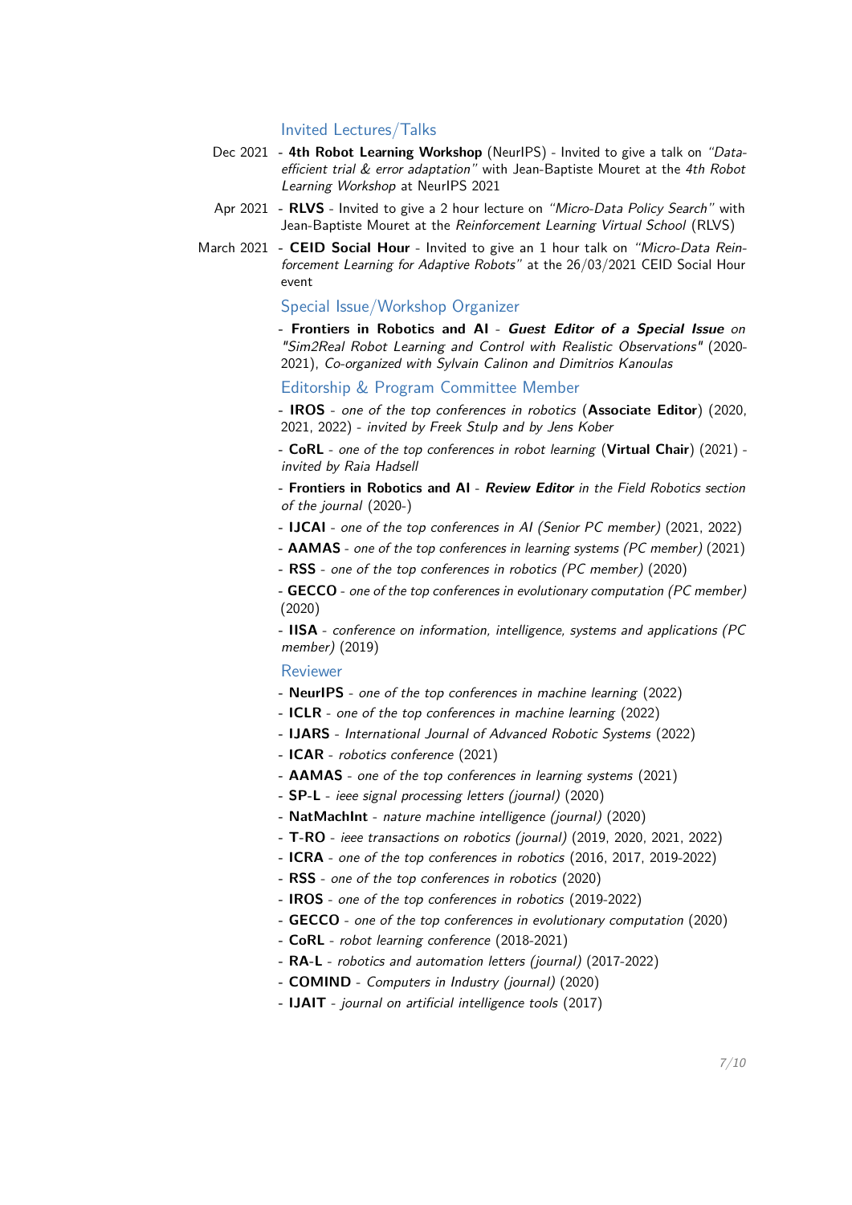## Invited Lectures/Talks

Dec 2021 - **4th Robot Learning Workshop** (NeurIPS) - Invited to give a talk on *"Data-efficient trial & error adaptation"* with Jean-Baptiste Mouret at the *4th Robot Learning Workshop* at NeurIPS 2021

Apr 2021 - **RLVS** - Invited to give a 2 hour lecture on *"Micro-Data Policy Search"* with Jean-Baptiste Mouret at the *Reinforcement Learning Virtual School* (RLVS)

March 2021 - **CEID Social Hour** - Invited to give an 1 hour talk on *"Micro-Data Reinforcement Learning for Adaptive Robots"* at the 26/03/2021 CEID Social Hour event

## Special Issue/Workshop Organizer

- **Frontiers in Robotics and AI** - ***Guest Editor of a Special Issue*** *on "Sim2Real Robot Learning and Control with Realistic Observations"* (2020-2021), *Co-organized with Sylvain Calinon and Dimitrios Kanoulas*

## Editorship & Program Committee Member

- **IROS** - *one of the top conferences in robotics* (**Associate Editor**) (2020, 2021, 2022) - *invited by Freek Stulp and by Jens Kober*
- **CoRL** - *one of the top conferences in robot learning* (**Virtual Chair**) (2021) - *invited by Raia Hadsell*
- **Frontiers in Robotics and AI** - ***Review Editor*** *in the Field Robotics section of the journal* (2020-)
- **IJCAI** - *one of the top conferences in AI (Senior PC member)* (2021, 2022)
- **AAMAS** - *one of the top conferences in learning systems (PC member)* (2021)
- **RSS** - *one of the top conferences in robotics (PC member)* (2020)
- **GECCO** - *one of the top conferences in evolutionary computation (PC member)* (2020)
- **IISA** - *conference on information, intelligence, systems and applications (PC member)* (2019)

## Reviewer

- **NeurIPS** - *one of the top conferences in machine learning* (2022)
- **ICLR** - *one of the top conferences in machine learning* (2022)
- **IJARS** - *International Journal of Advanced Robotic Systems* (2022)
- **ICAR** - *robotics conference* (2021)
- **AAMAS** - *one of the top conferences in learning systems* (2021)
- **SP-L** - *ieee signal processing letters (journal)* (2020)
- **NatMachInt** - *nature machine intelligence (journal)* (2020)
- **T-RO** - *ieee transactions on robotics (journal)* (2019, 2020, 2021, 2022)
- **ICRA** - *one of the top conferences in robotics* (2016, 2017, 2019-2022)
- **RSS** - *one of the top conferences in robotics* (2020)
- **IROS** - *one of the top conferences in robotics* (2019-2022)
- **GECCO** - *one of the top conferences in evolutionary computation* (2020)
- **CoRL** - *robot learning conference* (2018-2021)
- **RA-L** - *robotics and automation letters (journal)* (2017-2022)
- **COMIND** - *Computers in Industry (journal)* (2020)
- **IJAIT** - *journal on artificial intelligence tools* (2017)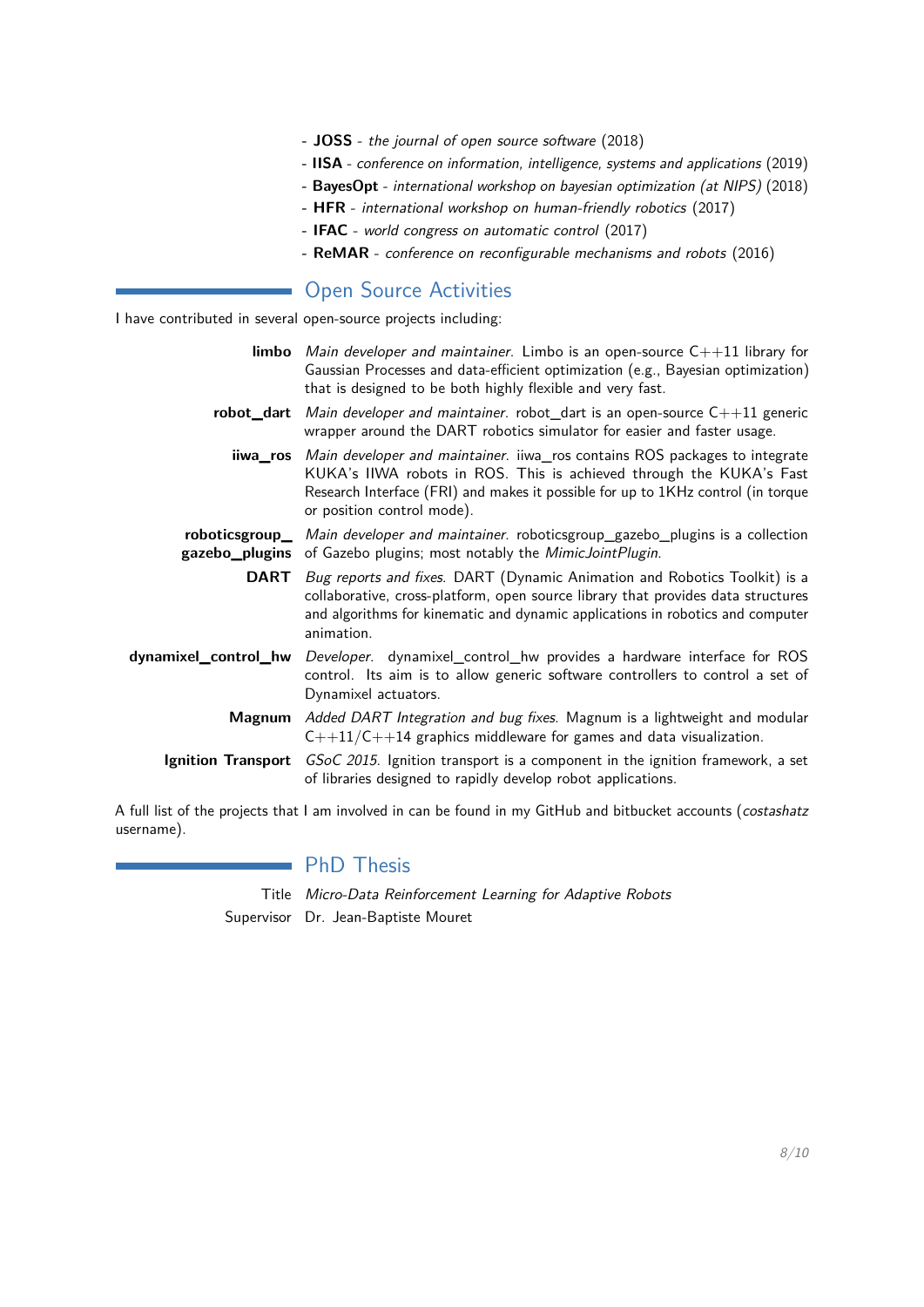- **JOSS** - *the journal of open source software* (2018)
- **IISA** - *conference on information, intelligence, systems and applications* (2019)
- **BayesOpt** - *international workshop on bayesian optimization (at NIPS)* (2018)
- **HFR** - *international workshop on human-friendly robotics* (2017)
- **IFAC** - *world congress on automatic control* (2017)
- **ReMAR** - *conference on reconfigurable mechanisms and robots* (2016)

## Open Source Activities

I have contributed in several open-source projects including:

**limbo** *Main developer and maintainer.* Limbo is an open-source C++11 library for Gaussian Processes and data-efficient optimization (e.g., Bayesian optimization) that is designed to be both highly flexible and very fast.

**robot_dart** *Main developer and maintainer.* robot_dart is an open-source C++11 generic wrapper around the DART robotics simulator for easier and faster usage.

**iiwa_ros** *Main developer and maintainer.* iiwa_ros contains ROS packages to integrate KUKA's IIWA robots in ROS. This is achieved through the KUKA's Fast Research Interface (FRI) and makes it possible for up to 1KHz control (in torque or position control mode).

**roboticsgroup_gazebo_plugins** *Main developer and maintainer.* roboticsgroup_gazebo_plugins is a collection of Gazebo plugins; most notably the *MimicJointPlugin*.

**DART** *Bug reports and fixes.* DART (Dynamic Animation and Robotics Toolkit) is a collaborative, cross-platform, open source library that provides data structures and algorithms for kinematic and dynamic applications in robotics and computer animation.

**dynamixel_control_hw** *Developer.* dynamixel_control_hw provides a hardware interface for ROS control. Its aim is to allow generic software controllers to control a set of Dynamixel actuators.

**Magnum** *Added DART Integration and bug fixes.* Magnum is a lightweight and modular C++11/C++14 graphics middleware for games and data visualization.

**Ignition Transport** *GSoC 2015.* Ignition transport is a component in the ignition framework, a set of libraries designed to rapidly develop robot applications.

A full list of the projects that I am involved in can be found in my GitHub and bitbucket accounts (*costashatz* username).

## PhD Thesis

Title *Micro-Data Reinforcement Learning for Adaptive Robots*

Supervisor Dr. Jean-Baptiste Mouret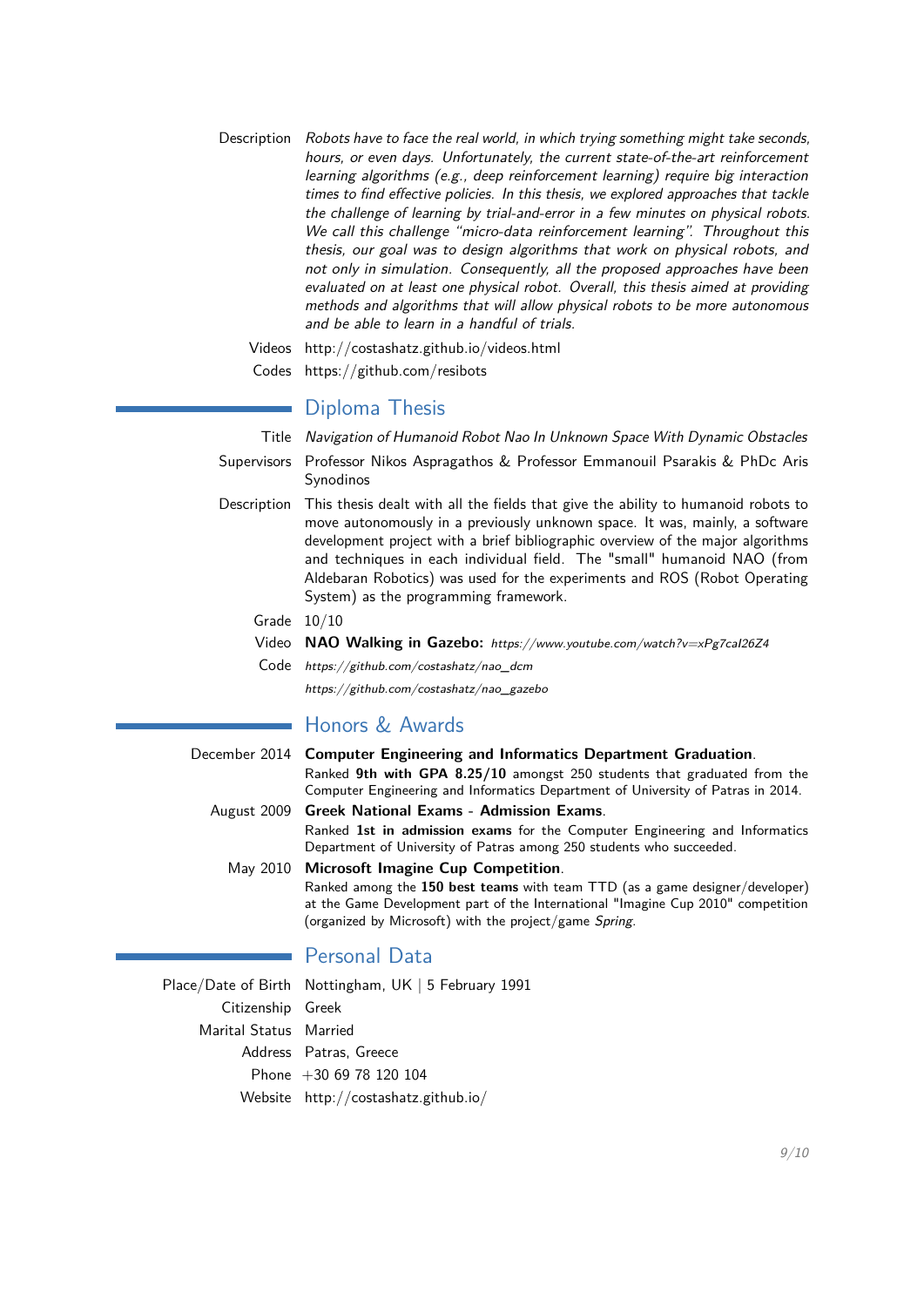**Description** *Robots have to face the real world, in which trying something might take seconds, hours, or even days. Unfortunately, the current state-of-the-art reinforcement learning algorithms (e.g., deep reinforcement learning) require big interaction times to find effective policies. In this thesis, we explored approaches that tackle the challenge of learning by trial-and-error in a few minutes on physical robots. We call this challenge "micro-data reinforcement learning". Throughout this thesis, our goal was to design algorithms that work on physical robots, and not only in simulation. Consequently, all the proposed approaches have been evaluated on at least one physical robot. Overall, this thesis aimed at providing methods and algorithms that will allow physical robots to be more autonomous and be able to learn in a handful of trials.*

**Videos** http://costashatz.github.io/videos.html

**Codes** https://github.com/resibots

## Diploma Thesis

**Title** *Navigation of Humanoid Robot Nao In Unknown Space With Dynamic Obstacles*

**Supervisors** Professor Nikos Aspragathos & Professor Emmanouil Psarakis & PhDc Aris Synodinos

**Description** This thesis dealt with all the fields that give the ability to humanoid robots to move autonomously in a previously unknown space. It was, mainly, a software development project with a brief bibliographic overview of the major algorithms and techniques in each individual field. The "small" humanoid NAO (from Aldebaran Robotics) was used for the experiments and ROS (Robot Operating System) as the programming framework.

**Grade** 10/10

**Video** **NAO Walking in Gazebo:** *https://www.youtube.com/watch?v=xPg7caI26Z4*

**Code** *https://github.com/costashatz/nao_dcm*

*https://github.com/costashatz/nao_gazebo*

## Honors & Awards

**December 2014** **Computer Engineering and Informatics Department Graduation**.
Ranked **9th with GPA 8.25/10** amongst 250 students that graduated from the Computer Engineering and Informatics Department of University of Patras in 2014.

**August 2009** **Greek National Exams - Admission Exams**.
Ranked **1st in admission exams** for the Computer Engineering and Informatics Department of University of Patras among 250 students who succeeded.

**May 2010** **Microsoft Imagine Cup Competition**.
Ranked among the **150 best teams** with team TTD (as a game designer/developer) at the Game Development part of the International "Imagine Cup 2010" competition (organized by Microsoft) with the project/game *Spring*.

## Personal Data

**Place/Date of Birth** Nottingham, UK | 5 February 1991

**Citizenship** Greek

**Marital Status** Married

**Address** Patras, Greece

**Phone** +30 69 78 120 104

**Website** http://costashatz.github.io/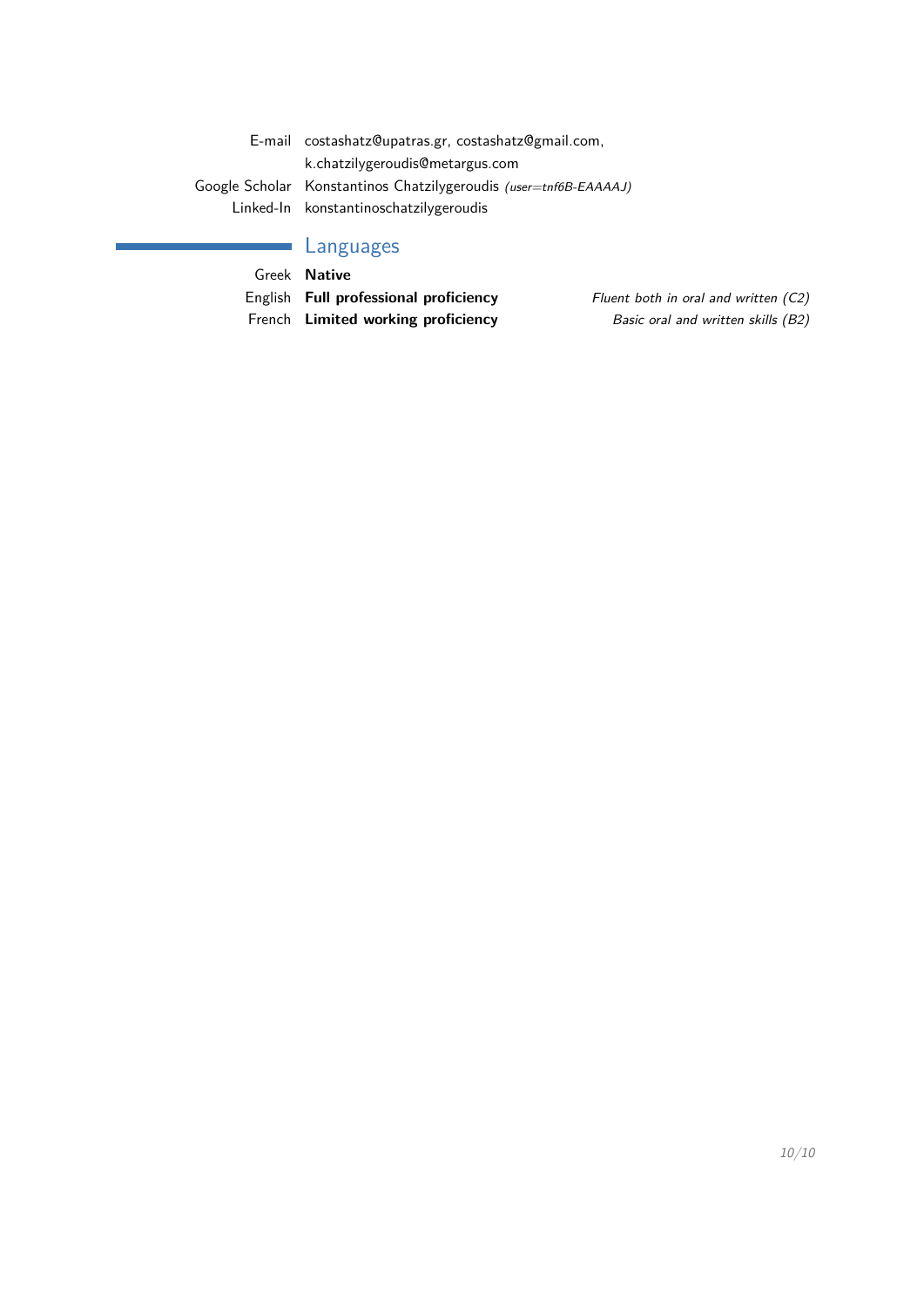| | |
|---|---|
| E-mail | costashatz@upatras.gr, costashatz@gmail.com, k.chatzilygeroudis@metargus.com |
| Google Scholar | Konstantinos Chatzilygeroudis *(user=tnf6B-EAAAAJ)* |
| Linked-In | konstantinoschatzilygeroudis |

## Languages

| | | |
|---|---|---|
| Greek | **Native** | |
| English | **Full professional proficiency** | *Fluent both in oral and written (C2)* |
| French | **Limited working proficiency** | *Basic oral and written skills (B2)* |